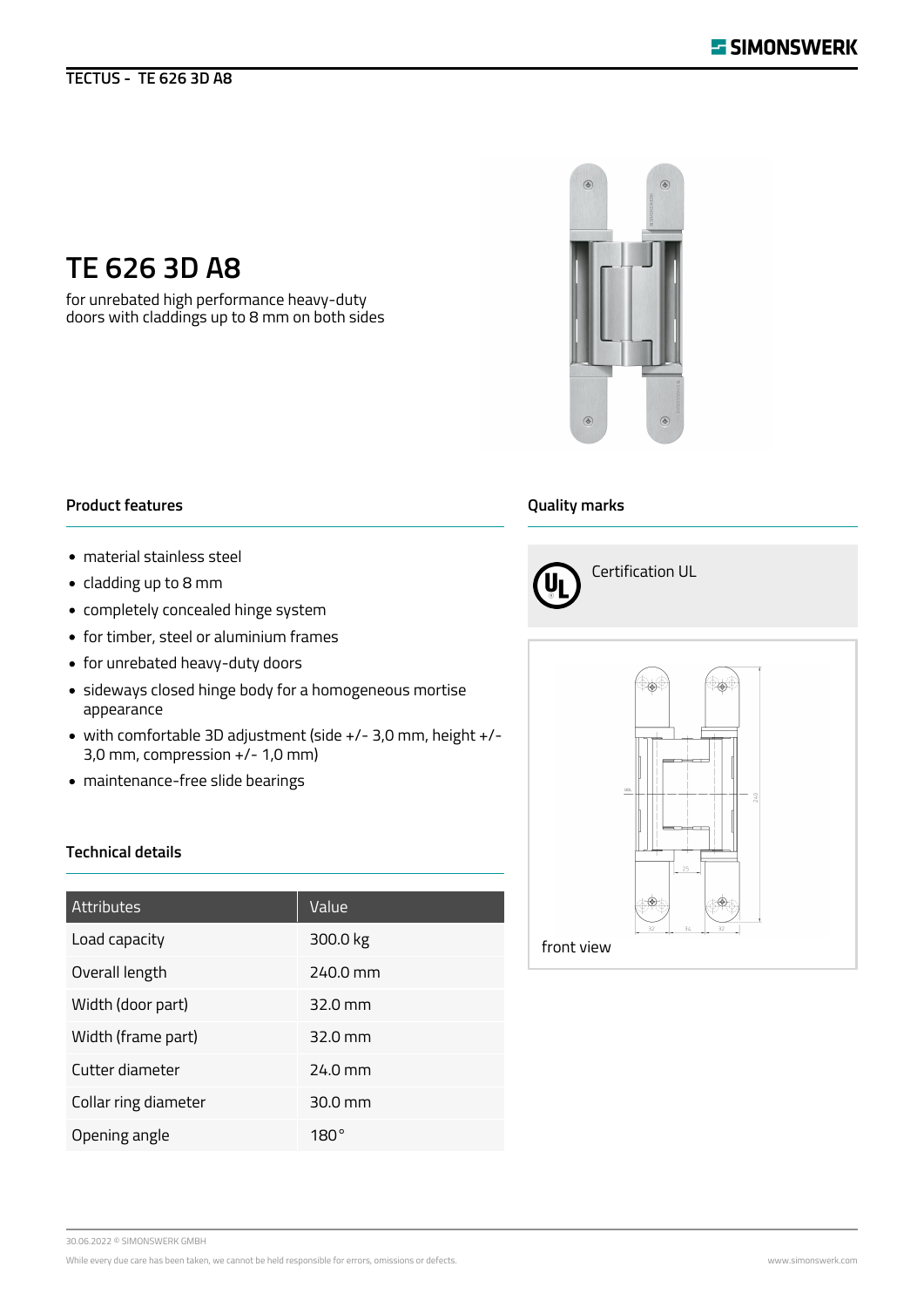TECTUS - TE 626 3D A8

# TE 626 3D A8

for unrebated high performance heavy-duty doors with claddings up to 8 mm on both sides

## Product features

- material stainless steel
- cladding up to 8 mm
- completely concealed hinge system
- for timber, steel or aluminium frames
- for unrebated heavy-duty doors
- sideways closed hinge body for a homogeneous mortise appearance
- with comfortable 3D adjustment (side +/- 3,0 mm, height +/- 3,0 mm, compression +/- 1,0 mm)
- maintenance-free slide bearings

## Quality marks

Certification UL

front view

## Technical details

| Attributes | Value |
|---|---|
| Load capacity | 300.0 kg |
| Overall length | 240.0 mm |
| Width (door part) | 32.0 mm |
| Width (frame part) | 32.0 mm |
| Cutter diameter | 24.0 mm |
| Collar ring diameter | 30.0 mm |
| Opening angle | 180° |

30.06.2022 © SIMONSWERK GMBH

While every due care has been taken, we cannot be held responsible for errors, omissions or defects.

www.simonswerk.com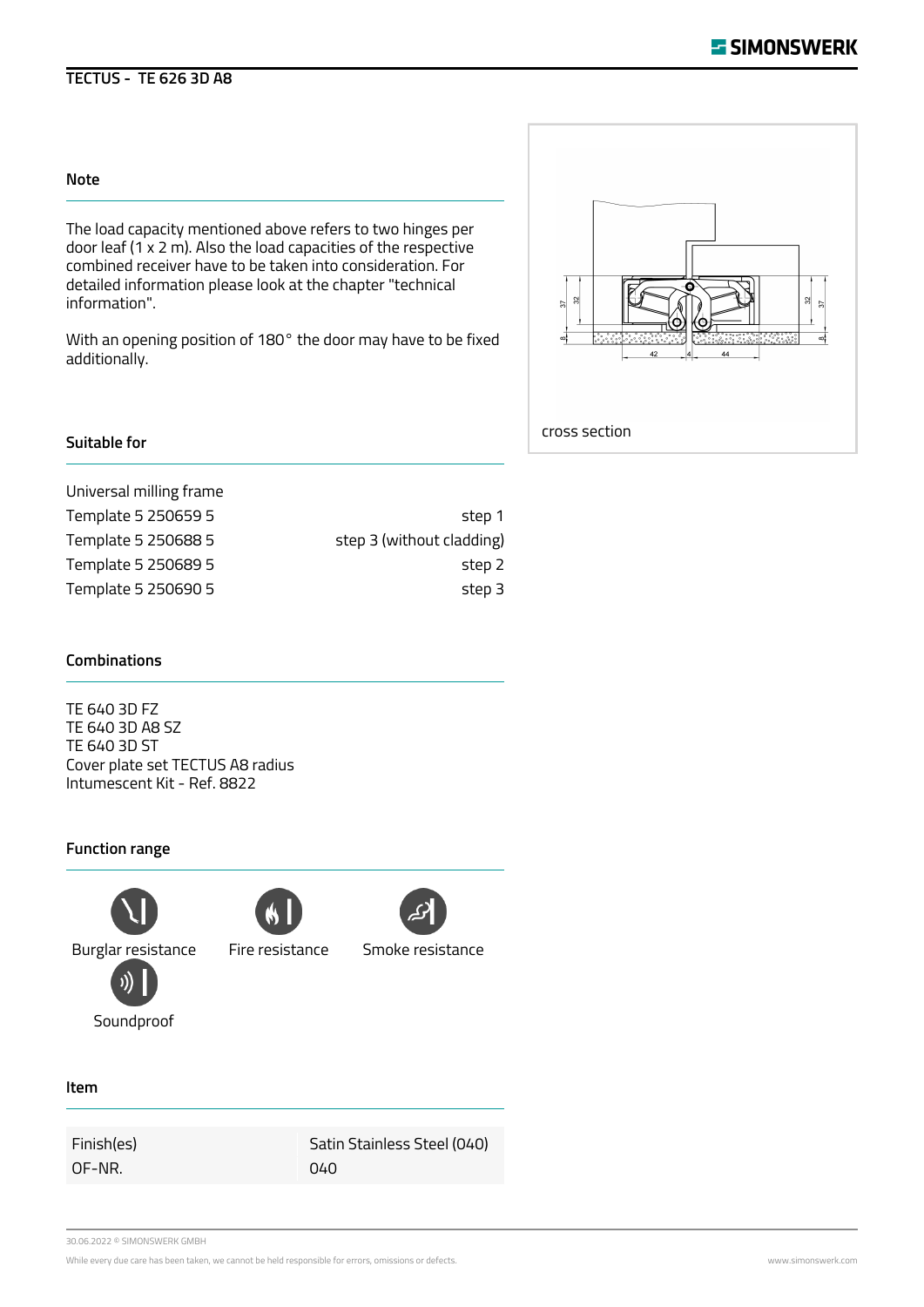## Note

The load capacity mentioned above refers to two hinges per door leaf (1 x 2 m). Also the load capacities of the respective combined receiver have to be taken into consideration. For detailed information please look at the chapter "technical information".

With an opening position of 180° the door may have to be fixed additionally.

cross section

## Suitable for

| | |
|---|---|
| Universal milling frame | |
| Template 5 250659 5 | step 1 |
| Template 5 250688 5 | step 3 (without cladding) |
| Template 5 250689 5 | step 2 |
| Template 5 250690 5 | step 3 |

## Combinations

TE 640 3D FZ
TE 640 3D A8 SZ
TE 640 3D ST
Cover plate set TECTUS A8 radius
Intumescent Kit - Ref. 8822

## Function range

Burglar resistance

Fire resistance

Smoke resistance

Soundproof

## Item

| | |
|---|---|
| Finish(es) | Satin Stainless Steel (040) |
| OF-NR. | 040 |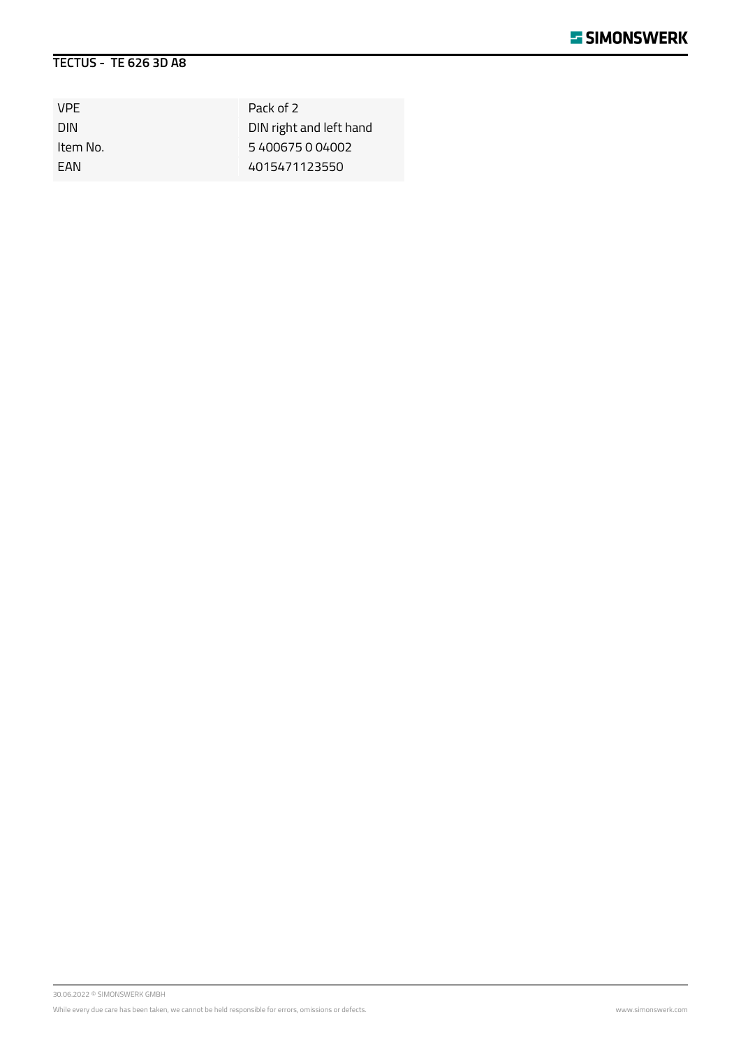| | |
|---|---|
| VPE | Pack of 2 |
| DIN | DIN right and left hand |
| Item No. | 5 400675 0 04002 |
| EAN | 4015471123550 |